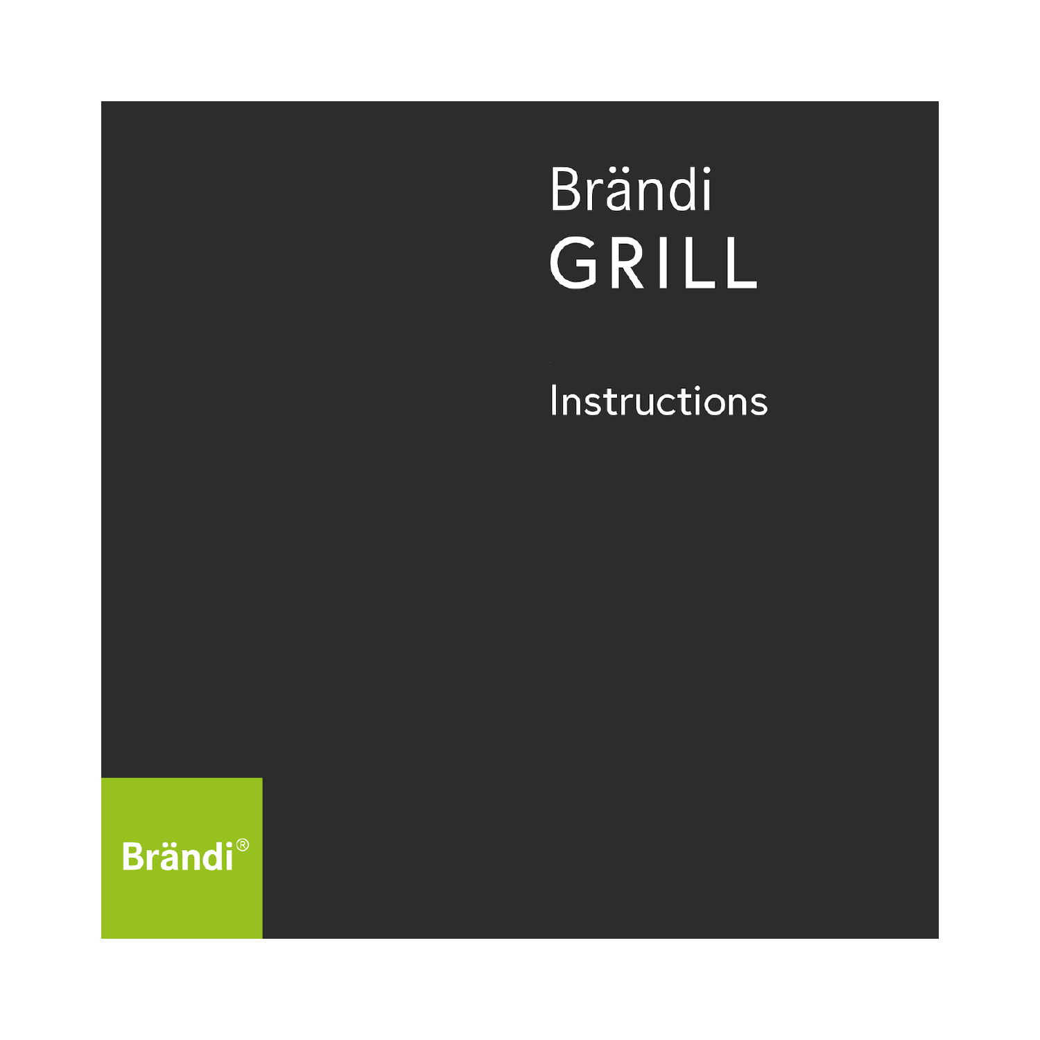# Brändi GRILL

## Instructions

Brändi®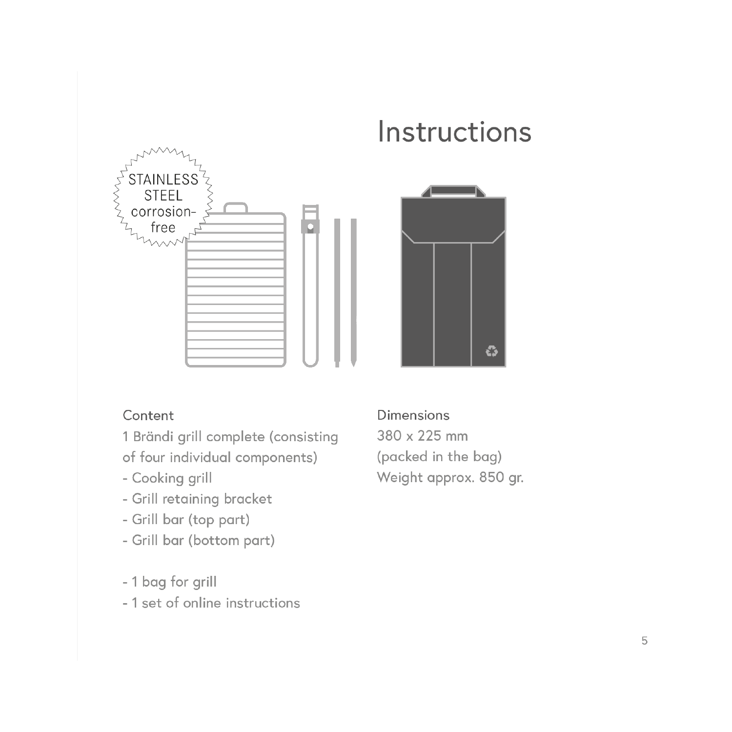# Instructions

STAINLESS STEEL corrosion-free

## Content

1 Brändi grill complete (consisting of four individual components)

- Cooking grill
- Grill retaining bracket
- Grill bar (top part)
- Grill bar (bottom part)

- 1 bag for grill
- 1 set of online instructions

## Dimensions

380 x 225 mm
(packed in the bag)
Weight approx. 850 gr.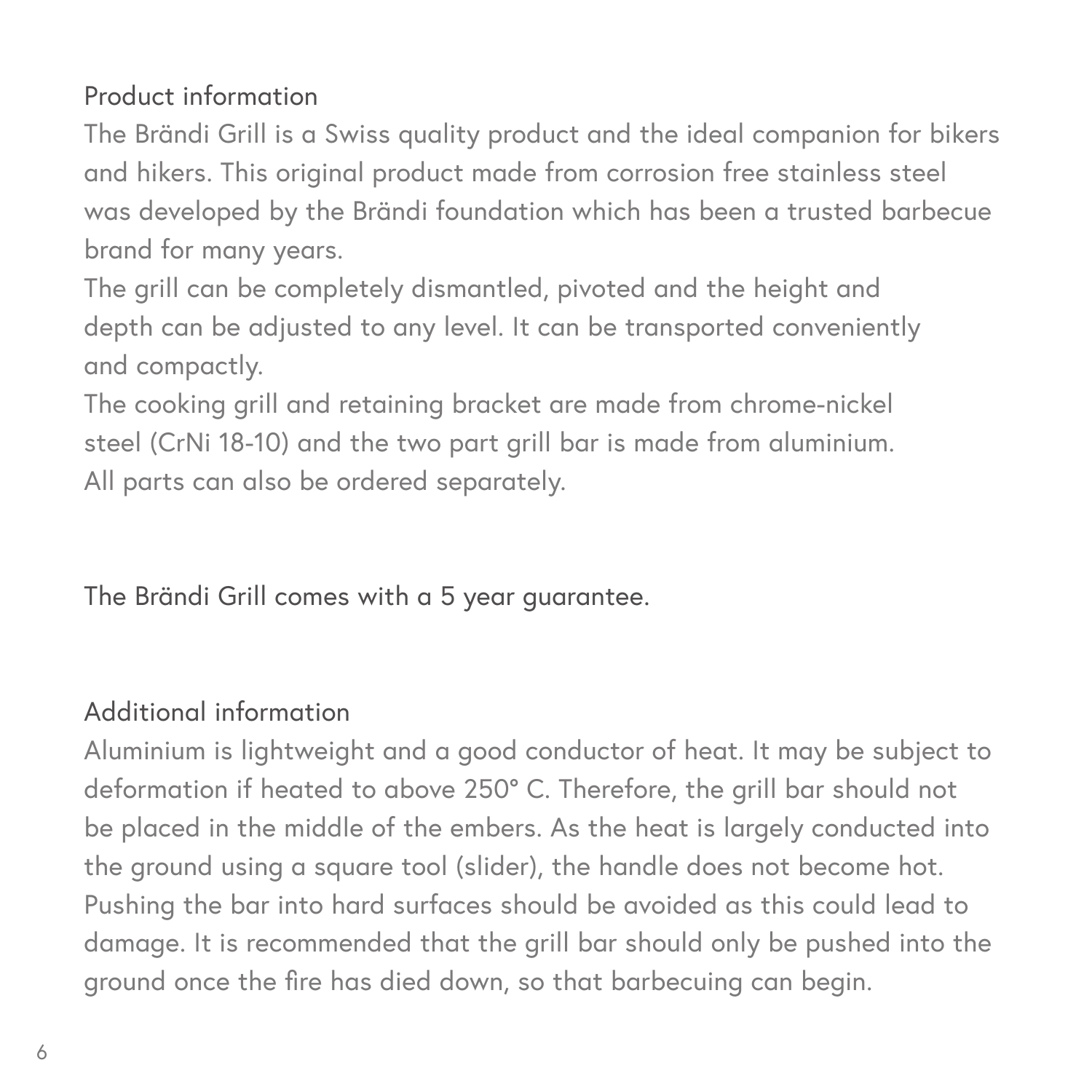## Product information

The Brändi Grill is a Swiss quality product and the ideal companion for bikers and hikers. This original product made from corrosion free stainless steel was developed by the Brändi foundation which has been a trusted barbecue brand for many years.
The grill can be completely dismantled, pivoted and the height and depth can be adjusted to any level. It can be transported conveniently and compactly.
The cooking grill and retaining bracket are made from chrome-nickel steel (CrNi 18-10) and the two part grill bar is made from aluminium. All parts can also be ordered separately.

The Brändi Grill comes with a 5 year guarantee.

## Additional information

Aluminium is lightweight and a good conductor of heat. It may be subject to deformation if heated to above 250° C. Therefore, the grill bar should not be placed in the middle of the embers. As the heat is largely conducted into the ground using a square tool (slider), the handle does not become hot. Pushing the bar into hard surfaces should be avoided as this could lead to damage. It is recommended that the grill bar should only be pushed into the ground once the fire has died down, so that barbecuing can begin.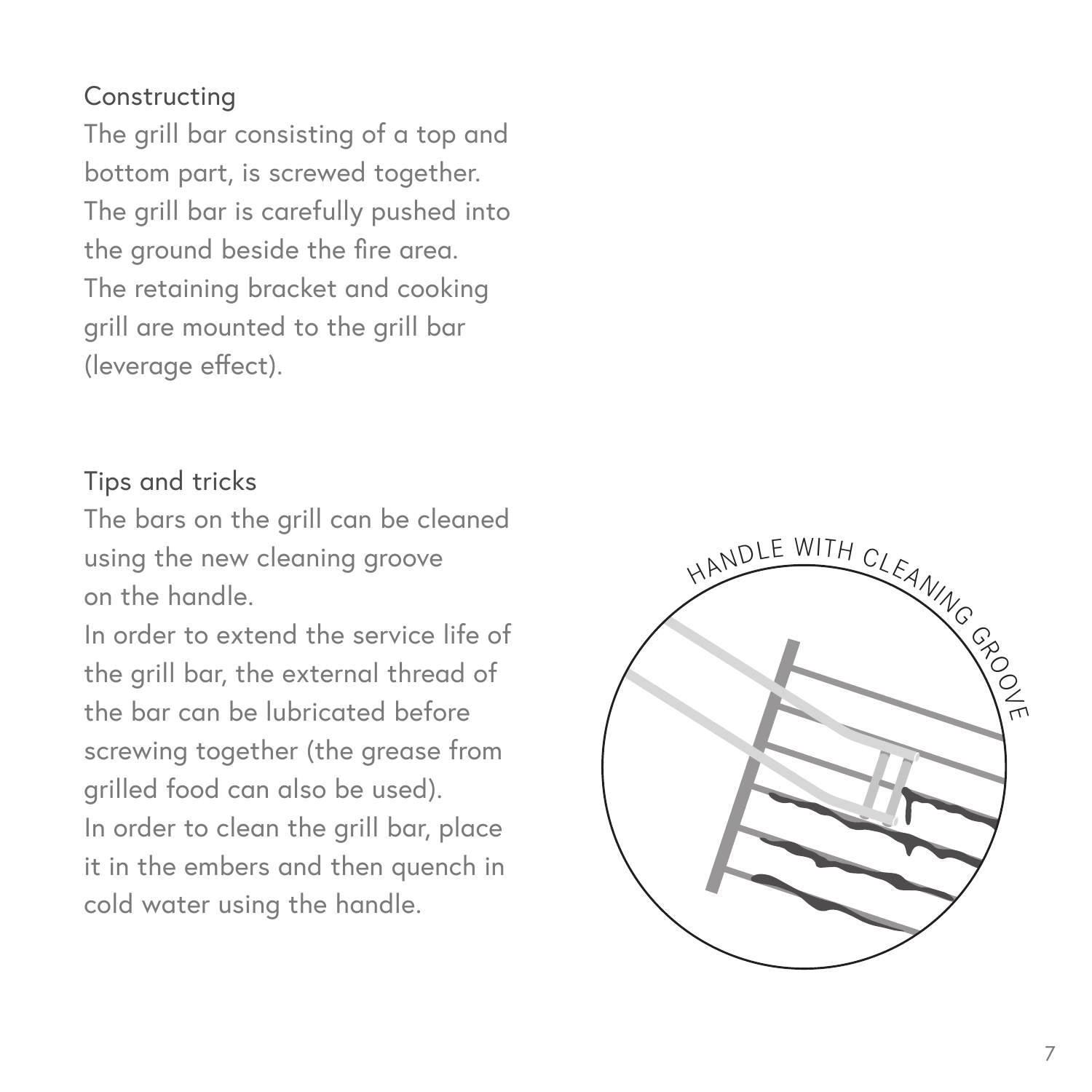## Constructing

The grill bar consisting of a top and bottom part, is screwed together. The grill bar is carefully pushed into the ground beside the fire area. The retaining bracket and cooking grill are mounted to the grill bar (leverage effect).

## Tips and tricks

The bars on the grill can be cleaned using the new cleaning groove on the handle.

In order to extend the service life of the grill bar, the external thread of the bar can be lubricated before screwing together (the grease from grilled food can also be used).

In order to clean the grill bar, place it in the embers and then quench in cold water using the handle.

HANDLE WITH CLEANING GROOVE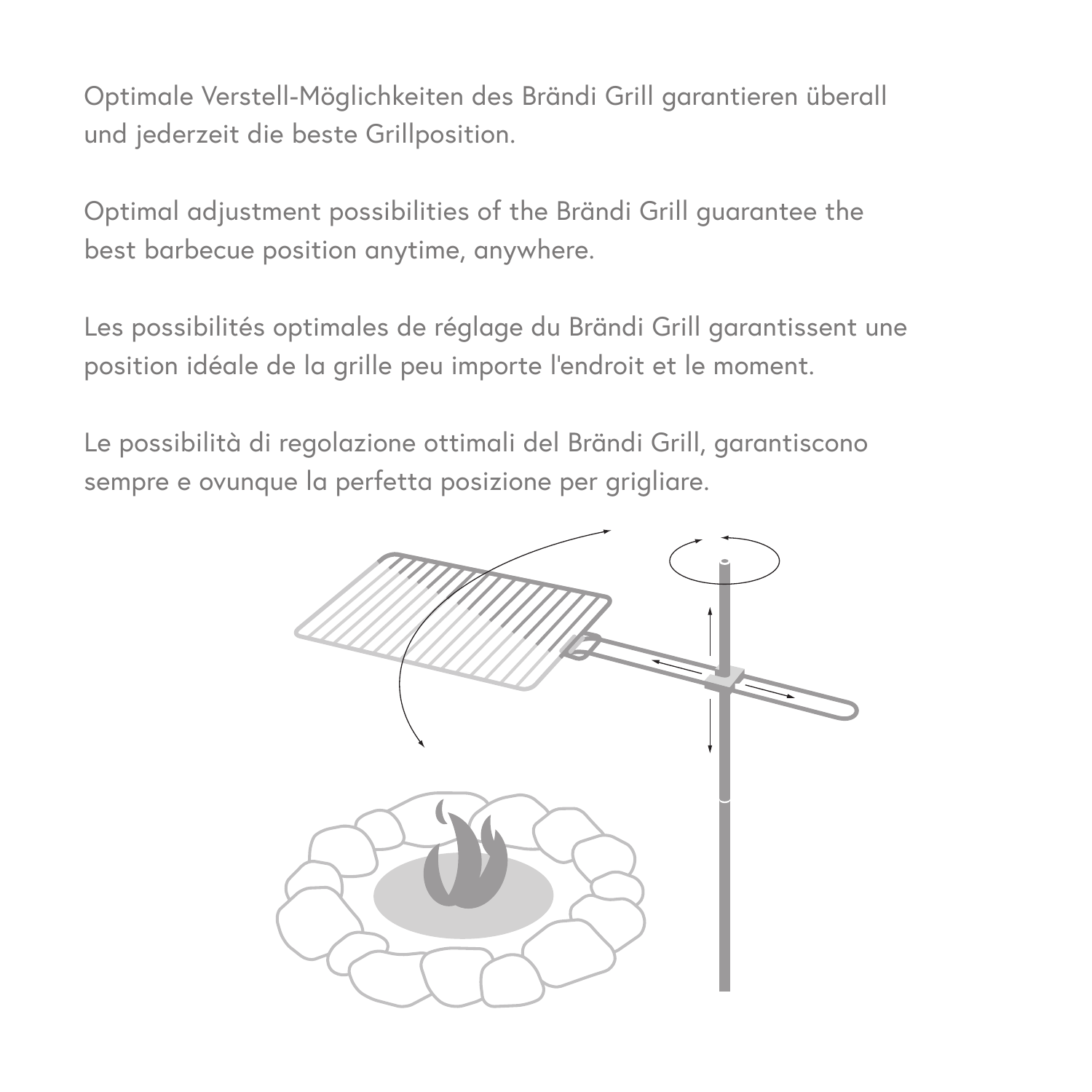Optimale Verstell-Möglichkeiten des Brändi Grill garantieren überall und jederzeit die beste Grillposition.

Optimal adjustment possibilities of the Brändi Grill guarantee the best barbecue position anytime, anywhere.

Les possibilités optimales de réglage du Brändi Grill garantissent une position idéale de la grille peu importe l'endroit et le moment.

Le possibilità di regolazione ottimali del Brändi Grill, garantiscono sempre e ovunque la perfetta posizione per grigliare.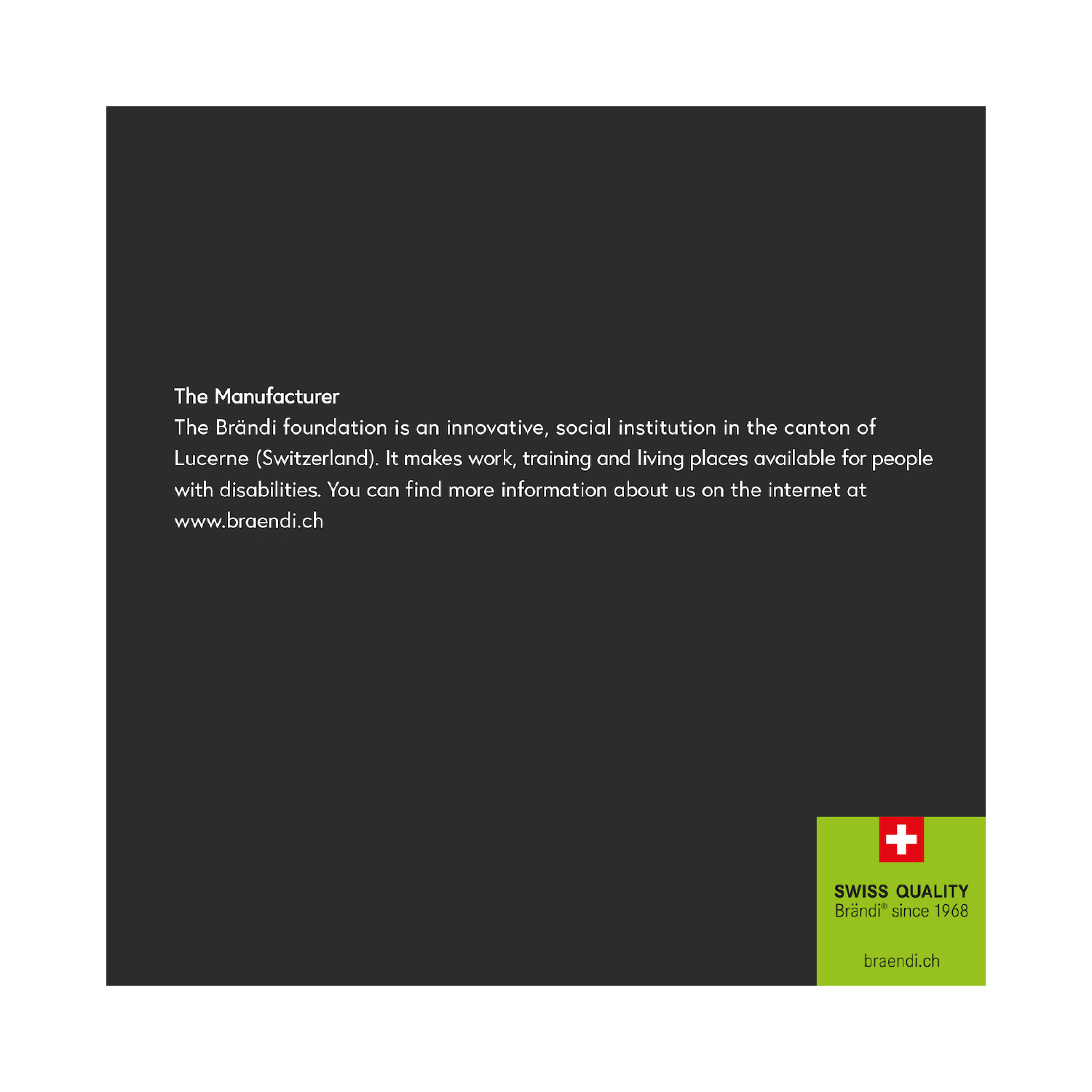## The Manufacturer

The Brändi foundation is an innovative, social institution in the canton of Lucerne (Switzerland). It makes work, training and living places available for people with disabilities. You can find more information about us on the internet at www.braendi.ch

**SWISS QUALITY**
Brändi® since 1968

braendi.ch